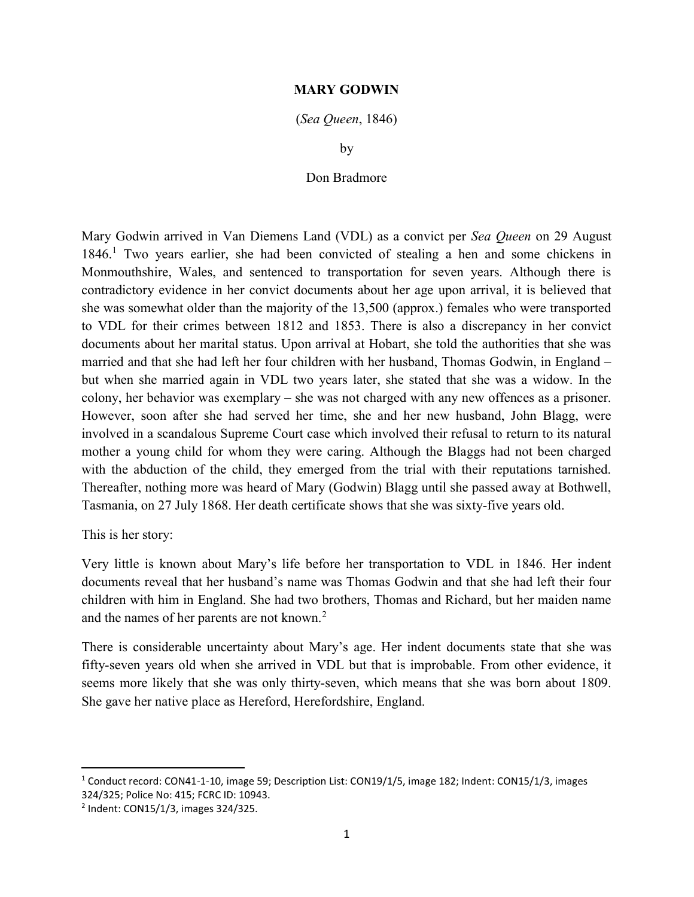# MARY GODWIN

(*Sea Queen*, 1846)

by

Don Bradmore

Mary Godwin arrived in Van Diemens Land (VDL) as a convict per *Sea Queen* on 29 August 1846.[1] Two years earlier, she had been convicted of stealing a hen and some chickens in Monmouthshire, Wales, and sentenced to transportation for seven years. Although there is contradictory evidence in her convict documents about her age upon arrival, it is believed that she was somewhat older than the majority of the 13,500 (approx.) females who were transported to VDL for their crimes between 1812 and 1853. There is also a discrepancy in her convict documents about her marital status. Upon arrival at Hobart, she told the authorities that she was married and that she had left her four children with her husband, Thomas Godwin, in England – but when she married again in VDL two years later, she stated that she was a widow. In the colony, her behavior was exemplary – she was not charged with any new offences as a prisoner. However, soon after she had served her time, she and her new husband, John Blagg, were involved in a scandalous Supreme Court case which involved their refusal to return to its natural mother a young child for whom they were caring. Although the Blaggs had not been charged with the abduction of the child, they emerged from the trial with their reputations tarnished. Thereafter, nothing more was heard of Mary (Godwin) Blagg until she passed away at Bothwell, Tasmania, on 27 July 1868. Her death certificate shows that she was sixty-five years old.

This is her story:

Very little is known about Mary's life before her transportation to VDL in 1846. Her indent documents reveal that her husband's name was Thomas Godwin and that she had left their four children with him in England. She had two brothers, Thomas and Richard, but her maiden name and the names of her parents are not known.[2]

There is considerable uncertainty about Mary's age. Her indent documents state that she was fifty-seven years old when she arrived in VDL but that is improbable. From other evidence, it seems more likely that she was only thirty-seven, which means that she was born about 1809. She gave her native place as Hereford, Herefordshire, England.

---

[1] Conduct record: CON41-1-10, image 59; Description List: CON19/1/5, image 182; Indent: CON15/1/3, images 324/325; Police No: 415; FCRC ID: 10943.

[2] Indent: CON15/1/3, images 324/325.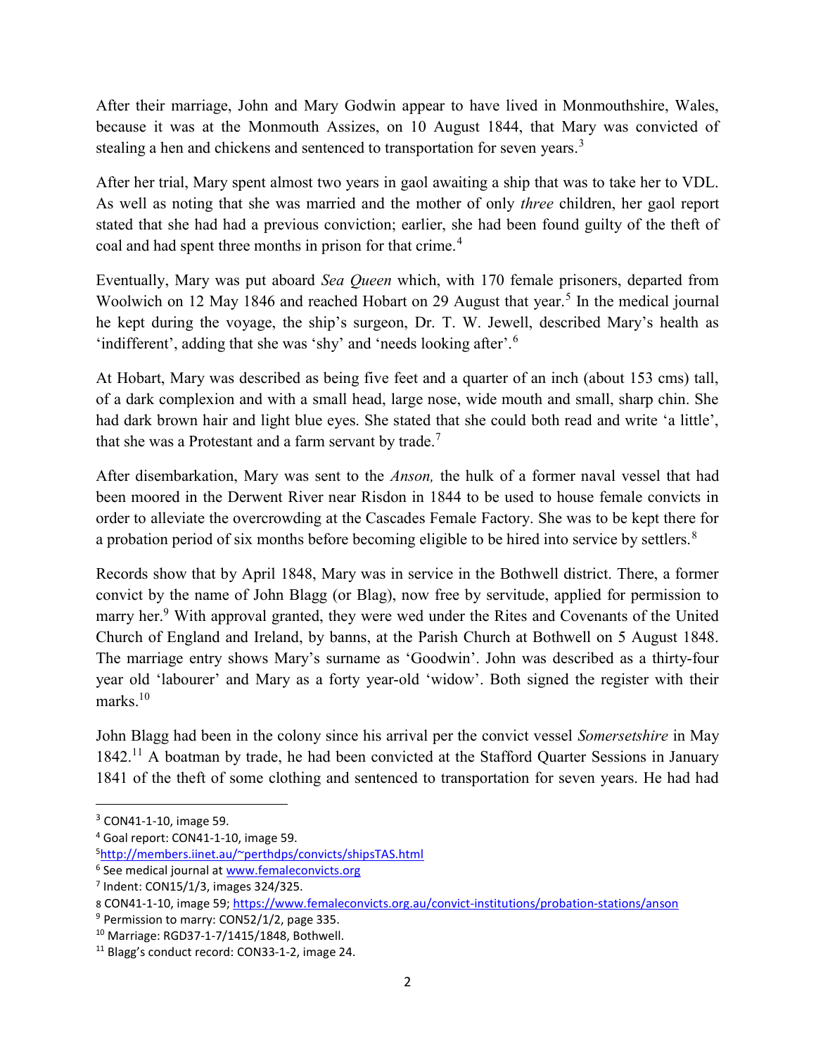After their marriage, John and Mary Godwin appear to have lived in Monmouthshire, Wales, because it was at the Monmouth Assizes, on 10 August 1844, that Mary was convicted of stealing a hen and chickens and sentenced to transportation for seven years.[3]

After her trial, Mary spent almost two years in gaol awaiting a ship that was to take her to VDL. As well as noting that she was married and the mother of only *three* children, her gaol report stated that she had had a previous conviction; earlier, she had been found guilty of the theft of coal and had spent three months in prison for that crime.[4]

Eventually, Mary was put aboard *Sea Queen* which, with 170 female prisoners, departed from Woolwich on 12 May 1846 and reached Hobart on 29 August that year.[5] In the medical journal he kept during the voyage, the ship's surgeon, Dr. T. W. Jewell, described Mary's health as 'indifferent', adding that she was 'shy' and 'needs looking after'.[6]

At Hobart, Mary was described as being five feet and a quarter of an inch (about 153 cms) tall, of a dark complexion and with a small head, large nose, wide mouth and small, sharp chin. She had dark brown hair and light blue eyes. She stated that she could both read and write 'a little', that she was a Protestant and a farm servant by trade.[7]

After disembarkation, Mary was sent to the *Anson,* the hulk of a former naval vessel that had been moored in the Derwent River near Risdon in 1844 to be used to house female convicts in order to alleviate the overcrowding at the Cascades Female Factory. She was to be kept there for a probation period of six months before becoming eligible to be hired into service by settlers.[8]

Records show that by April 1848, Mary was in service in the Bothwell district. There, a former convict by the name of John Blagg (or Blag), now free by servitude, applied for permission to marry her.[9] With approval granted, they were wed under the Rites and Covenants of the United Church of England and Ireland, by banns, at the Parish Church at Bothwell on 5 August 1848. The marriage entry shows Mary's surname as 'Goodwin'. John was described as a thirty-four year old 'labourer' and Mary as a forty year-old 'widow'. Both signed the register with their marks.[10]

John Blagg had been in the colony since his arrival per the convict vessel *Somersetshire* in May 1842.[11] A boatman by trade, he had been convicted at the Stafford Quarter Sessions in January 1841 of the theft of some clothing and sentenced to transportation for seven years. He had had

---

[3] CON41-1-10, image 59.

[4] Goal report: CON41-1-10, image 59.

[5] http://members.iinet.au/~perthdps/convicts/shipsTAS.html

[6] See medical journal at www.femaleconvicts.org

[7] Indent: CON15/1/3, images 324/325.

[8] CON41-1-10, image 59; https://www.femaleconvicts.org.au/convict-institutions/probation-stations/anson

[9] Permission to marry: CON52/1/2, page 335.

[10] Marriage: RGD37-1-7/1415/1848, Bothwell.

[11] Blagg's conduct record: CON33-1-2, image 24.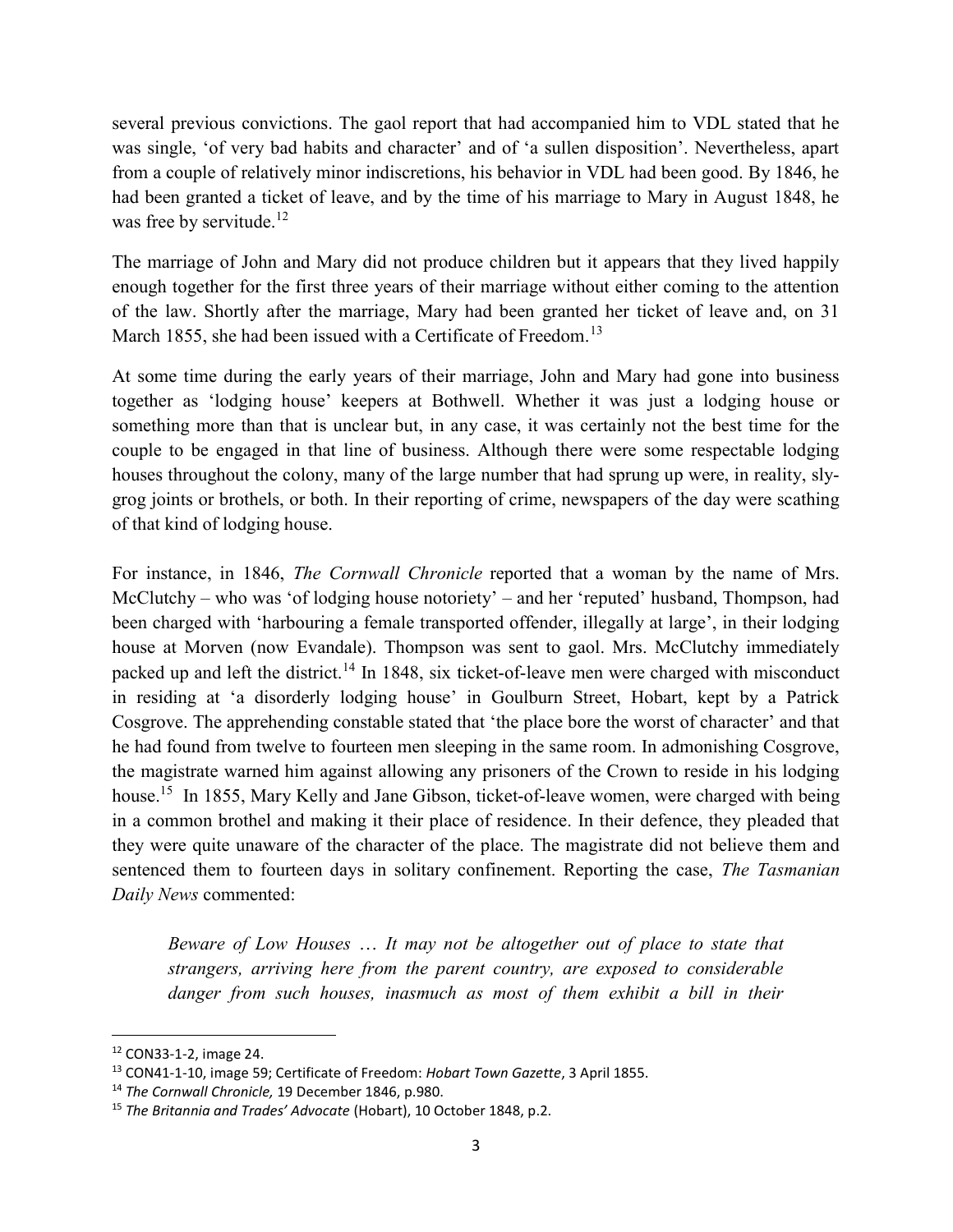several previous convictions. The gaol report that had accompanied him to VDL stated that he was single, 'of very bad habits and character' and of 'a sullen disposition'. Nevertheless, apart from a couple of relatively minor indiscretions, his behavior in VDL had been good. By 1846, he had been granted a ticket of leave, and by the time of his marriage to Mary in August 1848, he was free by servitude.[12]

The marriage of John and Mary did not produce children but it appears that they lived happily enough together for the first three years of their marriage without either coming to the attention of the law. Shortly after the marriage, Mary had been granted her ticket of leave and, on 31 March 1855, she had been issued with a Certificate of Freedom.[13]

At some time during the early years of their marriage, John and Mary had gone into business together as 'lodging house' keepers at Bothwell. Whether it was just a lodging house or something more than that is unclear but, in any case, it was certainly not the best time for the couple to be engaged in that line of business. Although there were some respectable lodging houses throughout the colony, many of the large number that had sprung up were, in reality, sly-grog joints or brothels, or both. In their reporting of crime, newspapers of the day were scathing of that kind of lodging house.

For instance, in 1846, *The Cornwall Chronicle* reported that a woman by the name of Mrs. McClutchy – who was 'of lodging house notoriety' – and her 'reputed' husband, Thompson, had been charged with 'harbouring a female transported offender, illegally at large', in their lodging house at Morven (now Evandale). Thompson was sent to gaol. Mrs. McClutchy immediately packed up and left the district.[14] In 1848, six ticket-of-leave men were charged with misconduct in residing at 'a disorderly lodging house' in Goulburn Street, Hobart, kept by a Patrick Cosgrove. The apprehending constable stated that 'the place bore the worst of character' and that he had found from twelve to fourteen men sleeping in the same room. In admonishing Cosgrove, the magistrate warned him against allowing any prisoners of the Crown to reside in his lodging house.[15] In 1855, Mary Kelly and Jane Gibson, ticket-of-leave women, were charged with being in a common brothel and making it their place of residence. In their defence, they pleaded that they were quite unaware of the character of the place. The magistrate did not believe them and sentenced them to fourteen days in solitary confinement. Reporting the case, *The Tasmanian Daily News* commented:

> *Beware of Low Houses … It may not be altogether out of place to state that strangers, arriving here from the parent country, are exposed to considerable danger from such houses, inasmuch as most of them exhibit a bill in their*

---

[12] CON33-1-2, image 24.

[13] CON41-1-10, image 59; Certificate of Freedom: *Hobart Town Gazette*, 3 April 1855.

[14] *The Cornwall Chronicle,* 19 December 1846, p.980.

[15] *The Britannia and Trades' Advocate* (Hobart), 10 October 1848, p.2.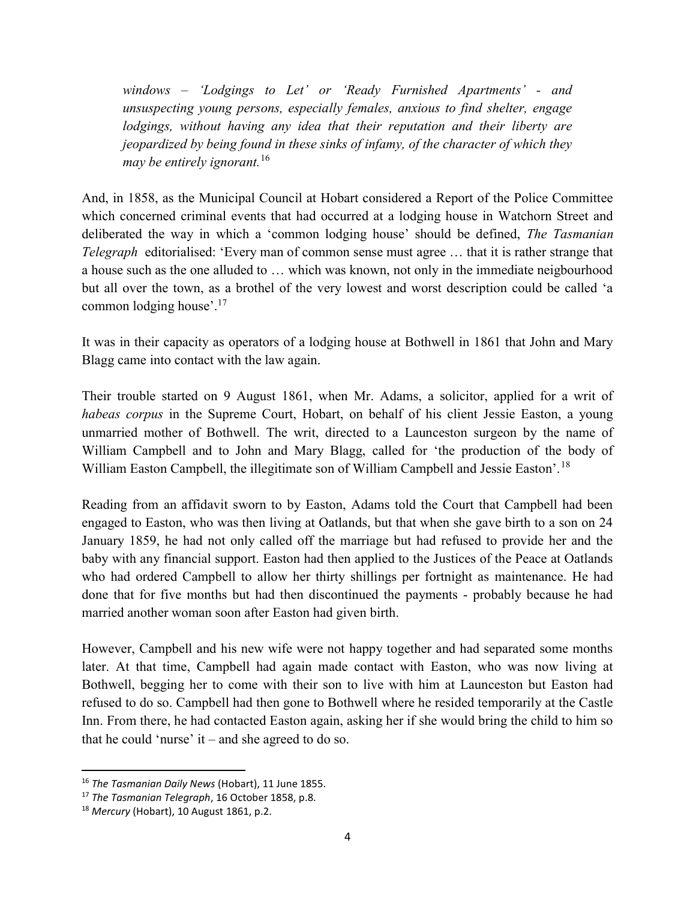*windows – 'Lodgings to Let' or 'Ready Furnished Apartments' - and unsuspecting young persons, especially females, anxious to find shelter, engage lodgings, without having any idea that their reputation and their liberty are jeopardized by being found in these sinks of infamy, of the character of which they may be entirely ignorant.*[16]

And, in 1858, as the Municipal Council at Hobart considered a Report of the Police Committee which concerned criminal events that had occurred at a lodging house in Watchorn Street and deliberated the way in which a 'common lodging house' should be defined, *The Tasmanian Telegraph* editorialised: 'Every man of common sense must agree … that it is rather strange that a house such as the one alluded to … which was known, not only in the immediate neigbourhood but all over the town, as a brothel of the very lowest and worst description could be called 'a common lodging house'.[17]

It was in their capacity as operators of a lodging house at Bothwell in 1861 that John and Mary Blagg came into contact with the law again.

Their trouble started on 9 August 1861, when Mr. Adams, a solicitor, applied for a writ of *habeas corpus* in the Supreme Court, Hobart, on behalf of his client Jessie Easton, a young unmarried mother of Bothwell. The writ, directed to a Launceston surgeon by the name of William Campbell and to John and Mary Blagg, called for 'the production of the body of William Easton Campbell, the illegitimate son of William Campbell and Jessie Easton'.[18]

Reading from an affidavit sworn to by Easton, Adams told the Court that Campbell had been engaged to Easton, who was then living at Oatlands, but that when she gave birth to a son on 24 January 1859, he had not only called off the marriage but had refused to provide her and the baby with any financial support. Easton had then applied to the Justices of the Peace at Oatlands who had ordered Campbell to allow her thirty shillings per fortnight as maintenance. He had done that for five months but had then discontinued the payments - probably because he had married another woman soon after Easton had given birth.

However, Campbell and his new wife were not happy together and had separated some months later. At that time, Campbell had again made contact with Easton, who was now living at Bothwell, begging her to come with their son to live with him at Launceston but Easton had refused to do so. Campbell had then gone to Bothwell where he resided temporarily at the Castle Inn. From there, he had contacted Easton again, asking her if she would bring the child to him so that he could 'nurse' it – and she agreed to do so.

---

[16] *The Tasmanian Daily News* (Hobart), 11 June 1855.

[17] *The Tasmanian Telegraph*, 16 October 1858, p.8.

[18] *Mercury* (Hobart), 10 August 1861, p.2.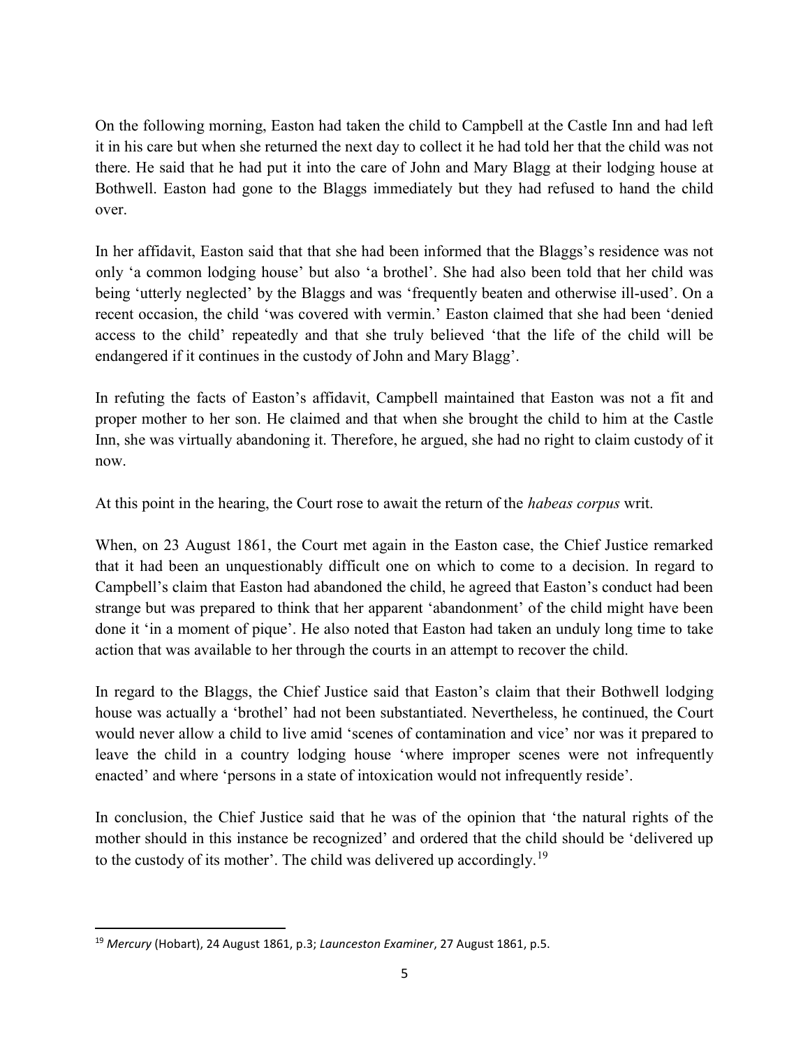On the following morning, Easton had taken the child to Campbell at the Castle Inn and had left it in his care but when she returned the next day to collect it he had told her that the child was not there. He said that he had put it into the care of John and Mary Blagg at their lodging house at Bothwell. Easton had gone to the Blaggs immediately but they had refused to hand the child over.

In her affidavit, Easton said that that she had been informed that the Blaggs's residence was not only 'a common lodging house' but also 'a brothel'. She had also been told that her child was being 'utterly neglected' by the Blaggs and was 'frequently beaten and otherwise ill-used'. On a recent occasion, the child 'was covered with vermin.' Easton claimed that she had been 'denied access to the child' repeatedly and that she truly believed 'that the life of the child will be endangered if it continues in the custody of John and Mary Blagg'.

In refuting the facts of Easton's affidavit, Campbell maintained that Easton was not a fit and proper mother to her son. He claimed and that when she brought the child to him at the Castle Inn, she was virtually abandoning it. Therefore, he argued, she had no right to claim custody of it now.

At this point in the hearing, the Court rose to await the return of the *habeas corpus* writ.

When, on 23 August 1861, the Court met again in the Easton case, the Chief Justice remarked that it had been an unquestionably difficult one on which to come to a decision. In regard to Campbell's claim that Easton had abandoned the child, he agreed that Easton's conduct had been strange but was prepared to think that her apparent 'abandonment' of the child might have been done it 'in a moment of pique'. He also noted that Easton had taken an unduly long time to take action that was available to her through the courts in an attempt to recover the child.

In regard to the Blaggs, the Chief Justice said that Easton's claim that their Bothwell lodging house was actually a 'brothel' had not been substantiated. Nevertheless, he continued, the Court would never allow a child to live amid 'scenes of contamination and vice' nor was it prepared to leave the child in a country lodging house 'where improper scenes were not infrequently enacted' and where 'persons in a state of intoxication would not infrequently reside'.

In conclusion, the Chief Justice said that he was of the opinion that 'the natural rights of the mother should in this instance be recognized' and ordered that the child should be 'delivered up to the custody of its mother'. The child was delivered up accordingly.[19]

---

[19] *Mercury* (Hobart), 24 August 1861, p.3; *Launceston Examiner*, 27 August 1861, p.5.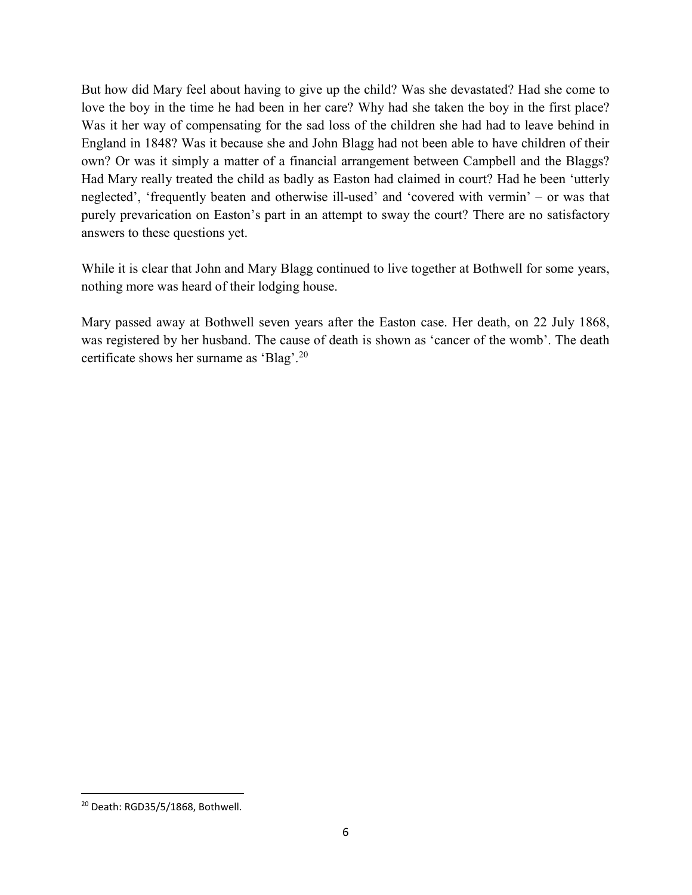But how did Mary feel about having to give up the child? Was she devastated? Had she come to love the boy in the time he had been in her care? Why had she taken the boy in the first place? Was it her way of compensating for the sad loss of the children she had had to leave behind in England in 1848? Was it because she and John Blagg had not been able to have children of their own? Or was it simply a matter of a financial arrangement between Campbell and the Blaggs? Had Mary really treated the child as badly as Easton had claimed in court? Had he been 'utterly neglected', 'frequently beaten and otherwise ill-used' and 'covered with vermin' – or was that purely prevarication on Easton's part in an attempt to sway the court? There are no satisfactory answers to these questions yet.

While it is clear that John and Mary Blagg continued to live together at Bothwell for some years, nothing more was heard of their lodging house.

Mary passed away at Bothwell seven years after the Easton case. Her death, on 22 July 1868, was registered by her husband. The cause of death is shown as 'cancer of the womb'. The death certificate shows her surname as 'Blag'.[20]

---

[20] Death: RGD35/5/1868, Bothwell.